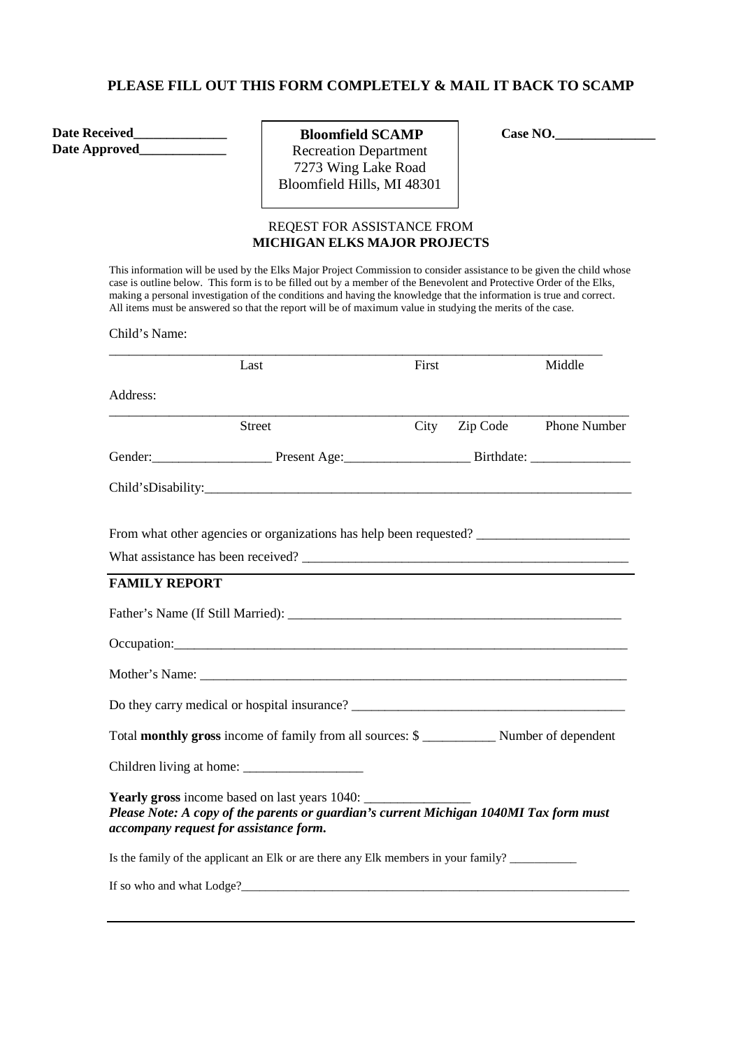**PLEASE FILL OUT THIS FORM COMPLETELY & MAIL IT BACK TO SCAMP**

**Date Received**______________
**Date Approved**_____________

**Bloomfield SCAMP**
Recreation Department
7273 Wing Lake Road
Bloomfield Hills, MI 48301

**Case NO.**_______________

REQEST FOR ASSISTANCE FROM
**MICHIGAN ELKS MAJOR PROJECTS**

This information will be used by the Elks Major Project Commission to consider assistance to be given the child whose case is outline below. This form is to be filled out by a member of the Benevolent and Protective Order of the Elks, making a personal investigation of the conditions and having the knowledge that the information is true and correct. All items must be answered so that the report will be of maximum value in studying the merits of the case.

Child's Name:

_______________________________________________________________________________
Last First Middle

Address:

_______________________________________________________________________________
Street City Zip Code Phone Number

Gender:__________________ Present Age:___________________ Birthdate: _______________

Child'sDisability:_______________________________________________________________

From what other agencies or organizations has help been requested? ______________________

What assistance has been received? ________________________________________________

**FAMILY REPORT**

Father's Name (If Still Married): _____________________________________________________

Occupation:_____________________________________________________________________

Mother's Name: __________________________________________________________________

Do they carry medical or hospital insurance? _________________________________________

Total **monthly gross** income of family from all sources: $ ___________ Number of dependent

Children living at home: __________________

**Yearly gross** income based on last years 1040: ________________
***Please Note: A copy of the parents or guardian's current Michigan 1040MI Tax form must accompany request for assistance form.***

Is the family of the applicant an Elk or are there any Elk members in your family? ___________

If so who and what Lodge?_________________________________________________________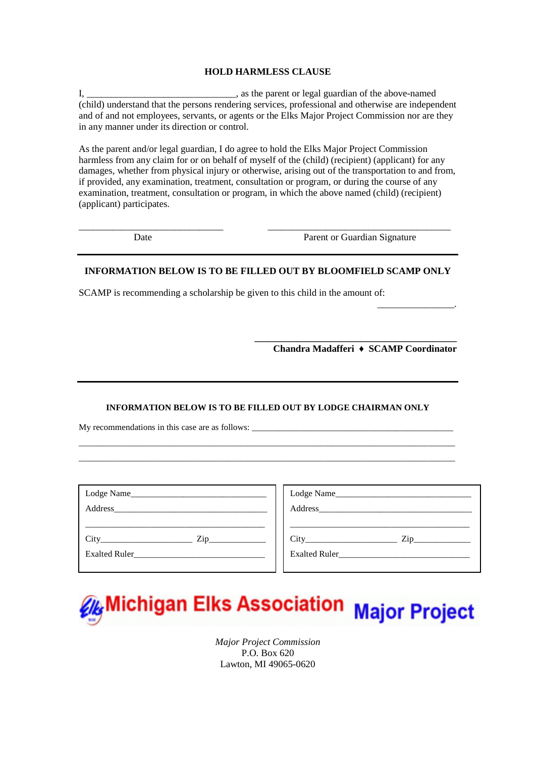## HOLD HARMLESS CLAUSE

I, ______________________________, as the parent or legal guardian of the above-named (child) understand that the persons rendering services, professional and otherwise are independent and of and not employees, servants, or agents or the Elks Major Project Commission nor are they in any manner under its direction or control.

As the parent and/or legal guardian, I do agree to hold the Elks Major Project Commission harmless from any claim for or on behalf of myself of the (child) (recipient) (applicant) for any damages, whether from physical injury or otherwise, arising out of the transportation to and from, if provided, any examination, treatment, consultation or program, or during the course of any examination, treatment, consultation or program, in which the above named (child) (recipient) (applicant) participates.

______________________________ ______________________________

Date Parent or Guardian Signature

---

**INFORMATION BELOW IS TO BE FILLED OUT BY BLOOMFIELD SCAMP ONLY**

SCAMP is recommending a scholarship be given to this child in the amount of:

________________.

______________________________

**Chandra Madafferi ♦ SCAMP Coordinator**

---

**INFORMATION BELOW IS TO BE FILLED OUT BY LODGE CHAIRMAN ONLY**

My recommendations in this case are as follows: ______________________________________________

______________________________________________________________________________

______________________________________________________________________________

| | |
|---|---|
| Lodge Name______________________________ | Lodge Name______________________________ |
| Address_________________________________ | Address_________________________________ |
| ________________________________________ | ________________________________________ |
| City____________________ Zip____________ | City____________________ Zip____________ |
| Exalted Ruler____________________________ | Exalted Ruler____________________________ |

**Michigan Elks Association Major Project**

*Major Project Commission*
P.O. Box 620
Lawton, MI 49065-0620